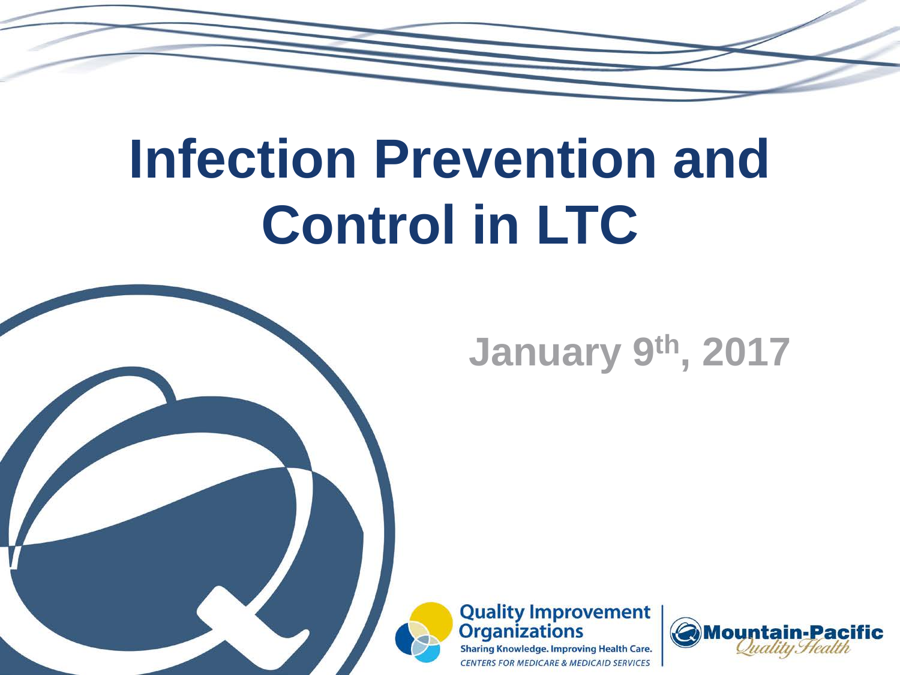# Infection Prevention and Control in LTC

January 9th, 2017

Quality Improvement Organizations

Sharing Knowledge. Improving Health Care.

CENTERS FOR MEDICARE & MEDICAID SERVICES

Mountain-Pacific Quality Health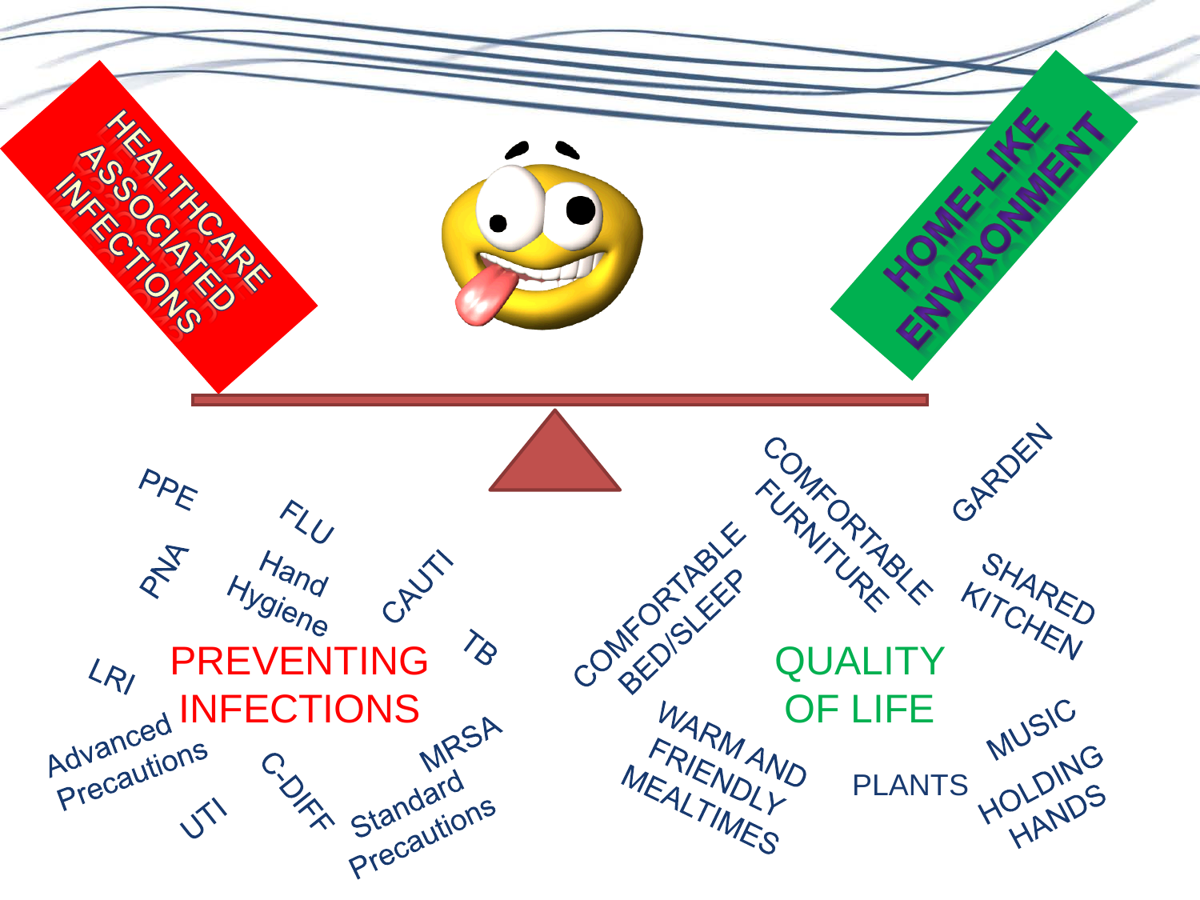HEALTHCARE ASSOCIATED INFECTIONS

HOME-LIKE ENVIRONMENT

## PREVENTING INFECTIONS

- PPE
- FLU
- PNA
- Hand Hygiene
- CAUTI
- TB
- LRI
- Advanced Precautions
- UTI
- C-DIFF
- MRSA
- Standard Precautions

## QUALITY OF LIFE

- COMFORTABLE FURNITURE
- GARDEN
- COMFORTABLE BED/SLEEP
- SHARED KITCHEN
- WARM AND FRIENDLY MEALTIMES
- PLANTS
- MUSIC
- HOLDING HANDS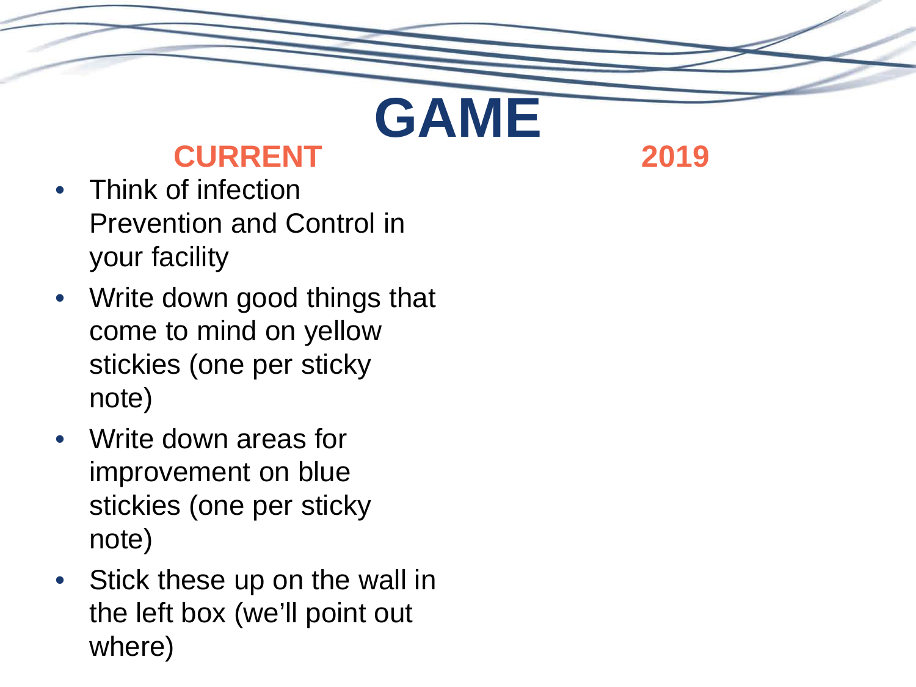# GAME

## CURRENT

- Think of infection Prevention and Control in your facility
- Write down good things that come to mind on yellow stickies (one per sticky note)
- Write down areas for improvement on blue stickies (one per sticky note)
- Stick these up on the wall in the left box (we'll point out where)

## 2019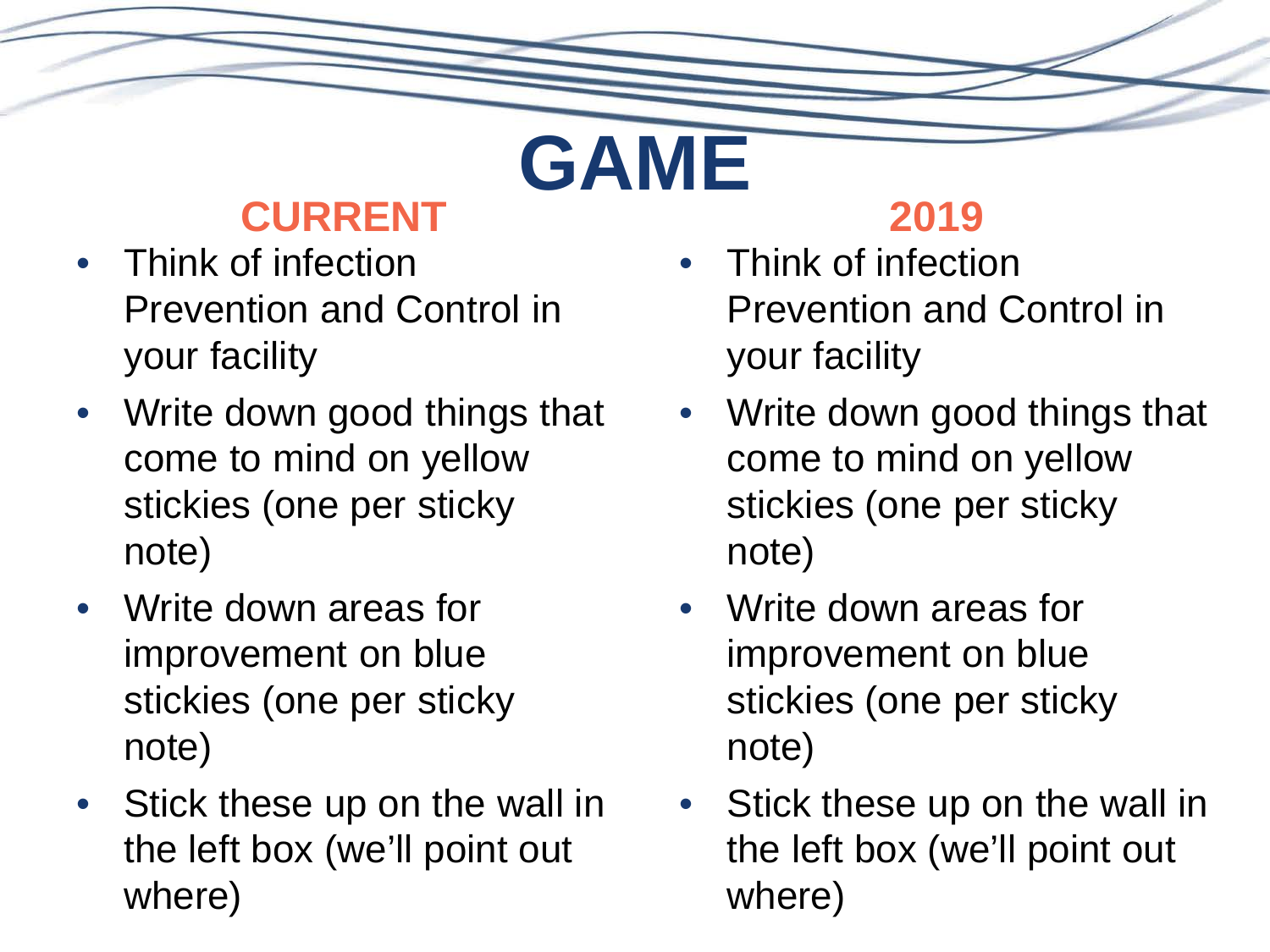# GAME

## CURRENT

- Think of infection Prevention and Control in your facility
- Write down good things that come to mind on yellow stickies (one per sticky note)
- Write down areas for improvement on blue stickies (one per sticky note)
- Stick these up on the wall in the left box (we'll point out where)

## 2019

- Think of infection Prevention and Control in your facility
- Write down good things that come to mind on yellow stickies (one per sticky note)
- Write down areas for improvement on blue stickies (one per sticky note)
- Stick these up on the wall in the left box (we'll point out where)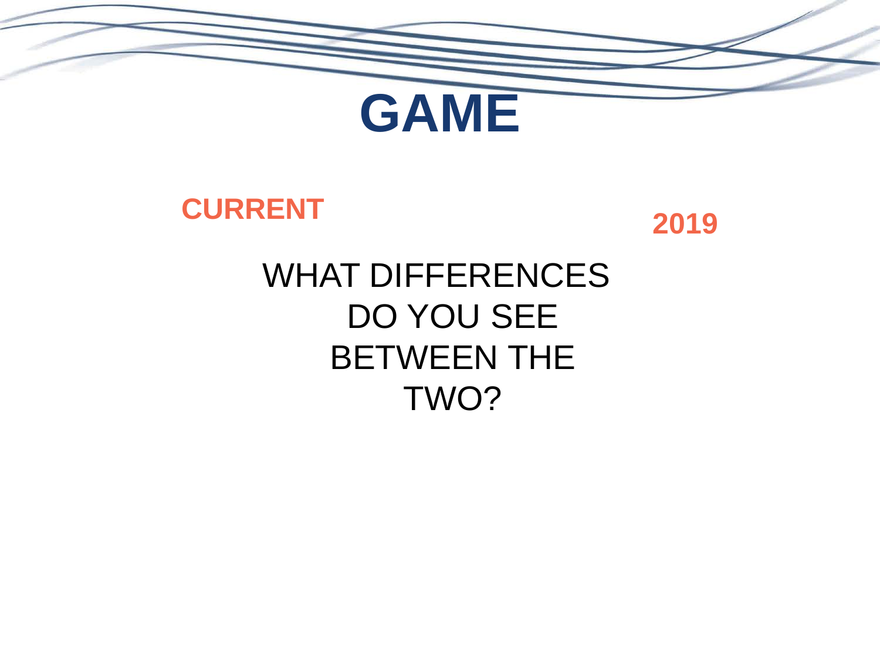# GAME

**CURRENT**

**2019**

WHAT DIFFERENCES DO YOU SEE BETWEEN THE TWO?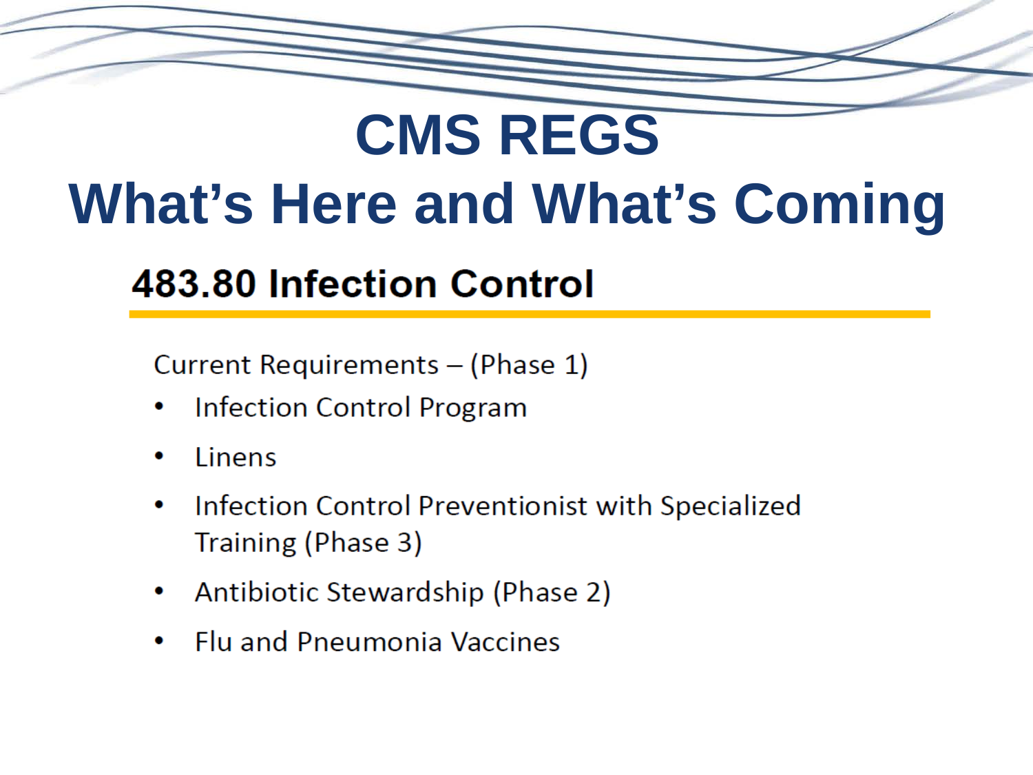# CMS REGS
# What's Here and What's Coming

## 483.80 Infection Control

Current Requirements – (Phase 1)

- Infection Control Program
- Linens
- Infection Control Preventionist with Specialized Training (Phase 3)
- Antibiotic Stewardship (Phase 2)
- Flu and Pneumonia Vaccines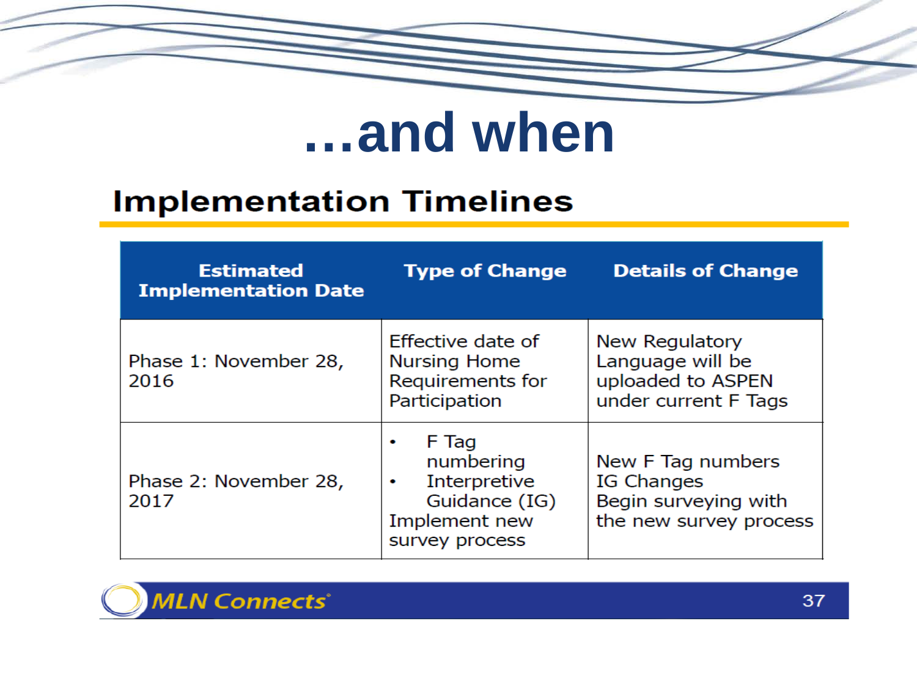# ...and when

## Implementation Timelines

| Estimated Implementation Date | Type of Change | Details of Change |
|---|---|---|
| Phase 1: November 28, 2016 | Effective date of Nursing Home Requirements for Participation | New Regulatory Language will be uploaded to ASPEN under current F Tags |
| Phase 2: November 28, 2017 | • F Tag numbering<br>• Interpretive Guidance (IG)<br>Implement new survey process | New F Tag numbers<br>IG Changes<br>Begin surveying with the new survey process |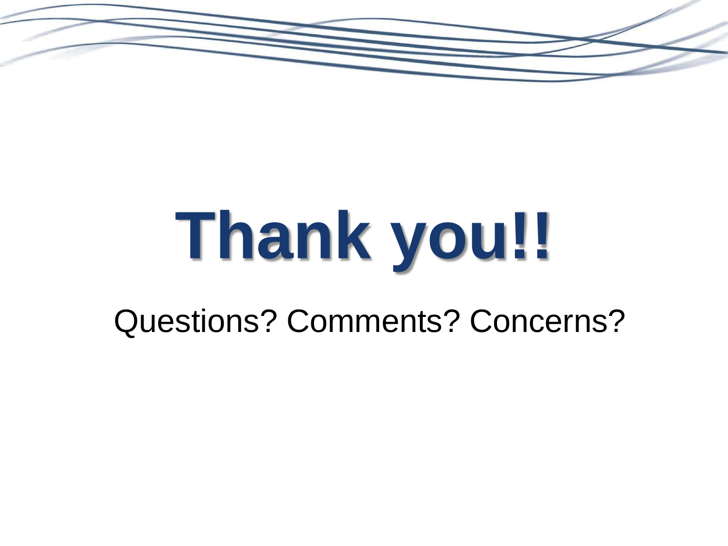# Thank you!!

Questions? Comments? Concerns?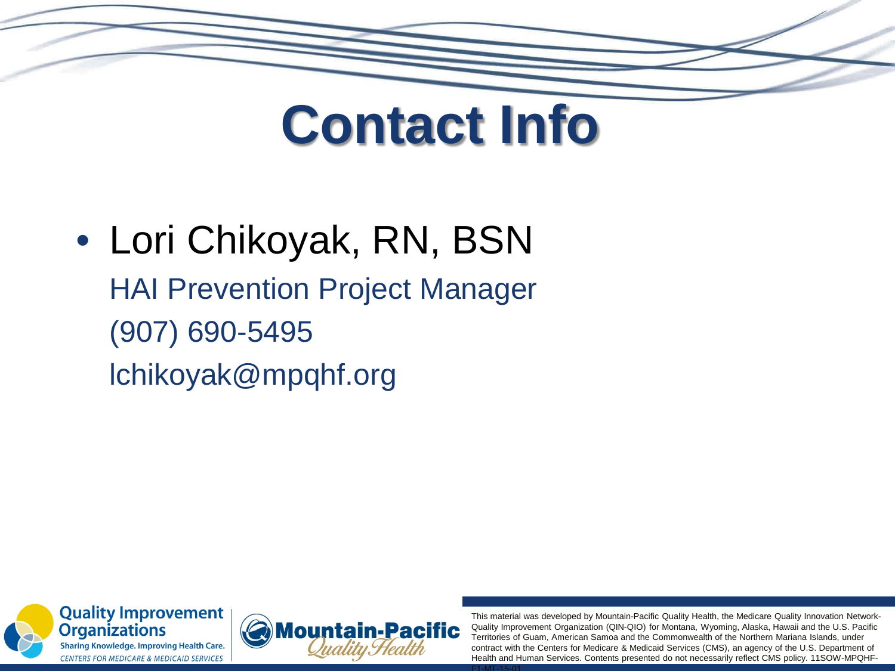# Contact Info

- Lori Chikoyak, RN, BSN

  HAI Prevention Project Manager

  (907) 690-5495

  lchikoyak@mpqhf.org

This material was developed by Mountain-Pacific Quality Health, the Medicare Quality Innovation Network-Quality Improvement Organization (QIN-QIO) for Montana, Wyoming, Alaska, Hawaii and the U.S. Pacific Territories of Guam, American Samoa and the Commonwealth of the Northern Mariana Islands, under contract with the Centers for Medicare & Medicaid Services (CMS), an agency of the U.S. Department of Health and Human Services. Contents presented do not necessarily reflect CMS policy. 11SOW-MPQHF-F1-MT-15-01